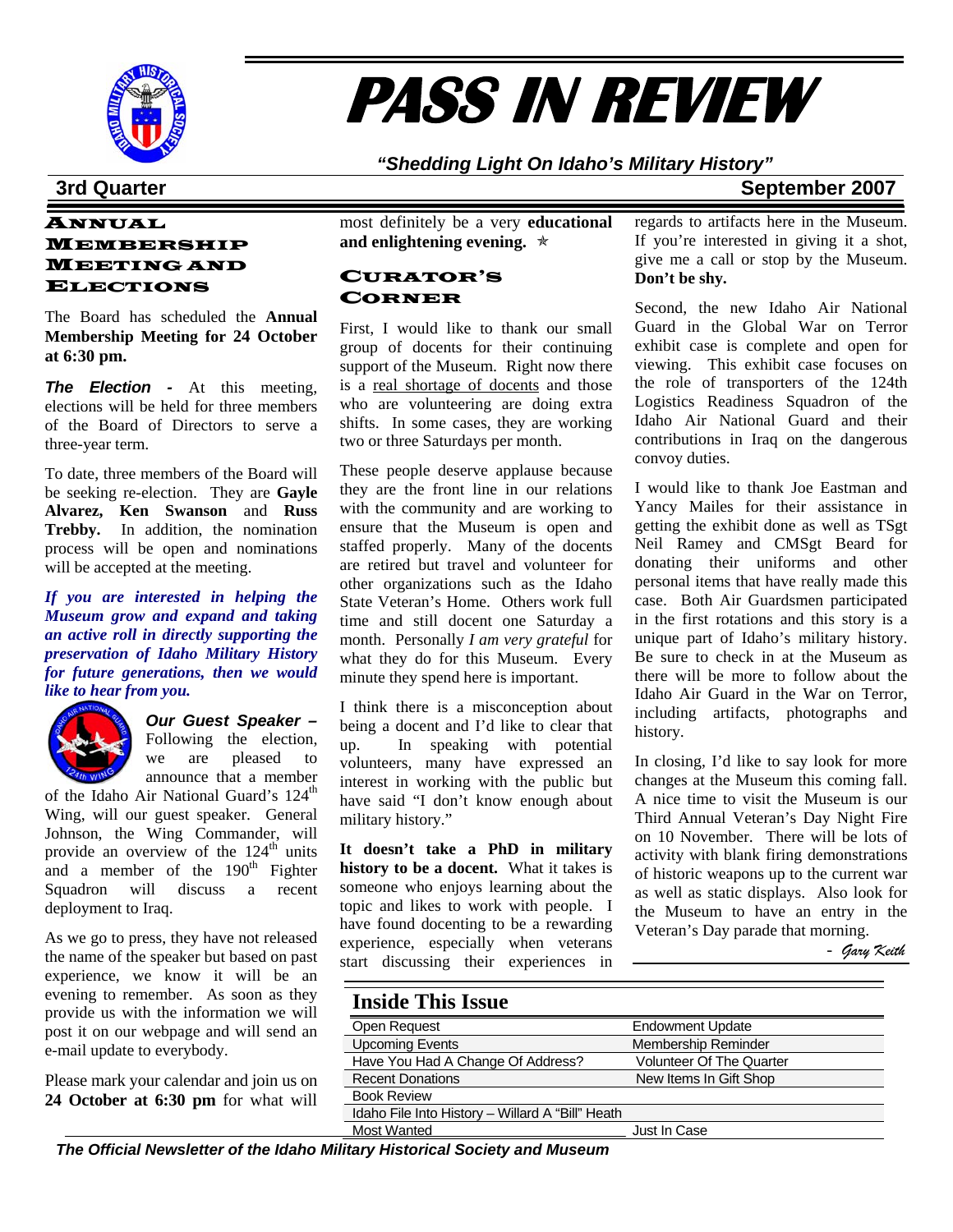# PASS IN REVIEW

*"Shedding Light On Idaho's Military History"*

**3rd Quarter** **September 2007**

## Annual Membership Meeting and Elections

The Board has scheduled the **Annual Membership Meeting for 24 October at 6:30 pm.**

***The Election -*** At this meeting, elections will be held for three members of the Board of Directors to serve a three-year term.

To date, three members of the Board will be seeking re-election. They are **Gayle Alvarez, Ken Swanson** and **Russ Trebby.** In addition, the nomination process will be open and nominations will be accepted at the meeting.

***If you are interested in helping the Museum grow and expand and taking an active roll in directly supporting the preservation of Idaho Military History for future generations, then we would like to hear from you.***

***Our Guest Speaker –*** Following the election, we are pleased to announce that a member of the Idaho Air National Guard's 124th Wing, will our guest speaker. General Johnson, the Wing Commander, will provide an overview of the 124th units and a member of the 190th Fighter Squadron will discuss a recent deployment to Iraq.

As we go to press, they have not released the name of the speaker but based on past experience, we know it will be an evening to remember. As soon as they provide us with the information we will post it on our webpage and will send an e-mail update to everybody.

Please mark your calendar and join us on **24 October at 6:30 pm** for what will most definitely be a very **educational and enlightening evening.** ✯

## Curator's Corner

First, I would like to thank our small group of docents for their continuing support of the Museum. Right now there is a real shortage of docents and those who are volunteering are doing extra shifts. In some cases, they are working two or three Saturdays per month.

These people deserve applause because they are the front line in our relations with the community and are working to ensure that the Museum is open and staffed properly. Many of the docents are retired but travel and volunteer for other organizations such as the Idaho State Veteran's Home. Others work full time and still docent one Saturday a month. Personally *I am very grateful* for what they do for this Museum. Every minute they spend here is important.

I think there is a misconception about being a docent and I'd like to clear that up. In speaking with potential volunteers, many have expressed an interest in working with the public but have said "I don't know enough about military history."

**It doesn't take a PhD in military history to be a docent.** What it takes is someone who enjoys learning about the topic and likes to work with people. I have found docenting to be a rewarding experience, especially when veterans start discussing their experiences in regards to artifacts here in the Museum. If you're interested in giving it a shot, give me a call or stop by the Museum. **Don't be shy.**

Second, the new Idaho Air National Guard in the Global War on Terror exhibit case is complete and open for viewing. This exhibit case focuses on the role of transporters of the 124th Logistics Readiness Squadron of the Idaho Air National Guard and their contributions in Iraq on the dangerous convoy duties.

I would like to thank Joe Eastman and Yancy Mailes for their assistance in getting the exhibit done as well as TSgt Neil Ramey and CMSgt Beard for donating their uniforms and other personal items that have really made this case. Both Air Guardsmen participated in the first rotations and this story is a unique part of Idaho's military history. Be sure to check in at the Museum as there will be more to follow about the Idaho Air Guard in the War on Terror, including artifacts, photographs and history.

In closing, I'd like to say look for more changes at the Museum this coming fall. A nice time to visit the Museum is our Third Annual Veteran's Day Night Fire on 10 November. There will be lots of activity with blank firing demonstrations of historic weapons up to the current war as well as static displays. Also look for the Museum to have an entry in the Veteran's Day parade that morning.

*- Gary Keith*

## Inside This Issue

| | |
|---|---|
| Open Request | Endowment Update |
| Upcoming Events | Membership Reminder |
| Have You Had A Change Of Address? | Volunteer Of The Quarter |
| Recent Donations | New Items In Gift Shop |
| Book Review | |
| Idaho File Into History – Willard A "Bill" Heath | |
| Most Wanted | Just In Case |

***The Official Newsletter of the Idaho Military Historical Society and Museum***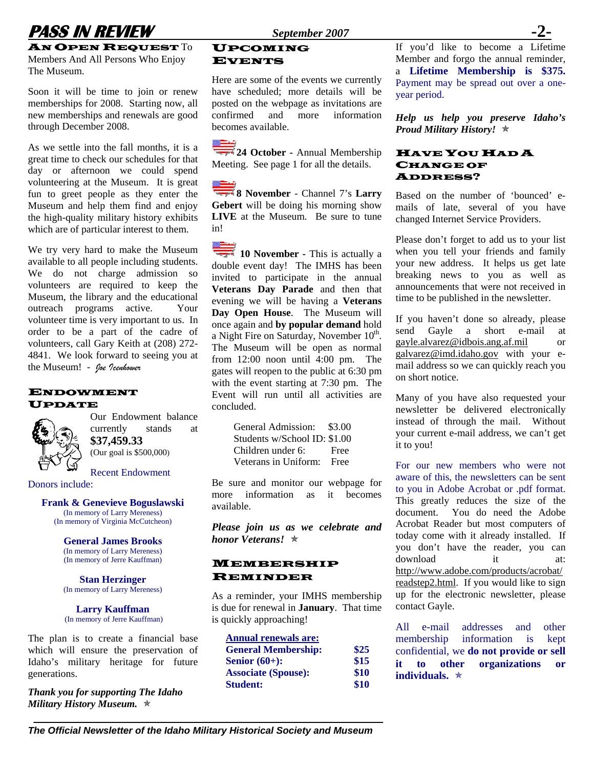## An Open Request To Members And All Persons Who Enjoy The Museum.

Soon it will be time to join or renew memberships for 2008. Starting now, all new memberships and renewals are good through December 2008.

As we settle into the fall months, it is a great time to check our schedules for that day or afternoon we could spend volunteering at the Museum. It is great fun to greet people as they enter the Museum and help them find and enjoy the high-quality military history exhibits which are of particular interest to them.

We try very hard to make the Museum available to all people including students. We do not charge admission so volunteers are required to keep the Museum, the library and the educational outreach programs active. Your volunteer time is very important to us. In order to be a part of the cadre of volunteers, call Gary Keith at (208) 272-4841. We look forward to seeing you at the Museum! - *Joe Icenhower*

## Endowment Update

Our Endowment balance currently stands at **$37,459.33** (Our goal is $500,000)

Recent Endowment Donors include:

**Frank & Genevieve Boguslawski**
(In memory of Larry Mereness)
(In memory of Virginia McCutcheon)

**General James Brooks**
(In memory of Larry Mereness)
(In memory of Jerre Kauffman)

**Stan Herzinger**
(In memory of Larry Mereness)

**Larry Kauffman**
(In memory of Jerre Kauffman)

The plan is to create a financial base which will ensure the preservation of Idaho's military heritage for future generations.

***Thank you for supporting The Idaho Military History Museum.*** ✯

## Upcoming Events

Here are some of the events we currently have scheduled; more details will be posted on the webpage as invitations are confirmed and more information becomes available.

**24 October** - Annual Membership Meeting. See page 1 for all the details.

**8 November** - Channel 7's **Larry Gebert** will be doing his morning show **LIVE** at the Museum. Be sure to tune in!

**10 November** - This is actually a double event day! The IMHS has been invited to participate in the annual **Veterans Day Parade** and then that evening we will be having a **Veterans Day Open House**. The Museum will once again and **by popular demand** hold a Night Fire on Saturday, November 10th. The Museum will be open as normal from 12:00 noon until 4:00 pm. The gates will reopen to the public at 6:30 pm with the event starting at 7:30 pm. The Event will run until all activities are concluded.

| | |
|---|---|
| General Admission: | $3.00 |
| Students w/School ID: | $1.00 |
| Children under 6: | Free |
| Veterans in Uniform: | Free |

Be sure and monitor our webpage for more information as it becomes available.

***Please join us as we celebrate and honor Veterans!*** ✯

## Membership Reminder

As a reminder, your IMHS membership is due for renewal in **January**. That time is quickly approaching!

| **Annual renewals are:** | |
|---|---|
| **General Membership:** | **$25** |
| **Senior (60+):** | **$15** |
| **Associate (Spouse):** | **$10** |
| **Student:** | **$10** |

If you'd like to become a Lifetime Member and forgo the annual reminder, a **Lifetime Membership is $375.** Payment may be spread out over a one-year period.

***Help us help you preserve Idaho's Proud Military History!*** ✯

## Have You Had A Change of Address?

Based on the number of 'bounced' e-mails of late, several of you have changed Internet Service Providers.

Please don't forget to add us to your list when you tell your friends and family your new address. It helps us get late breaking news to you as well as announcements that were not received in time to be published in the newsletter.

If you haven't done so already, please send Gayle a short e-mail at gayle.alvarez@idbois.ang.af.mil or galvarez@imd.idaho.gov with your e-mail address so we can quickly reach you on short notice.

Many of you have also requested your newsletter be delivered electronically instead of through the mail. Without your current e-mail address, we can't get it to you!

For our new members who were not aware of this, the newsletters can be sent to you in Adobe Acrobat or .pdf format. This greatly reduces the size of the document. You do need the Adobe Acrobat Reader but most computers of today come with it already installed. If you don't have the reader, you can download it at: http://www.adobe.com/products/acrobat/readstep2.html. If you would like to sign up for the electronic newsletter, please contact Gayle.

All e-mail addresses and other membership information is kept confidential, we **do not provide or sell it to other organizations or individuals.** ✯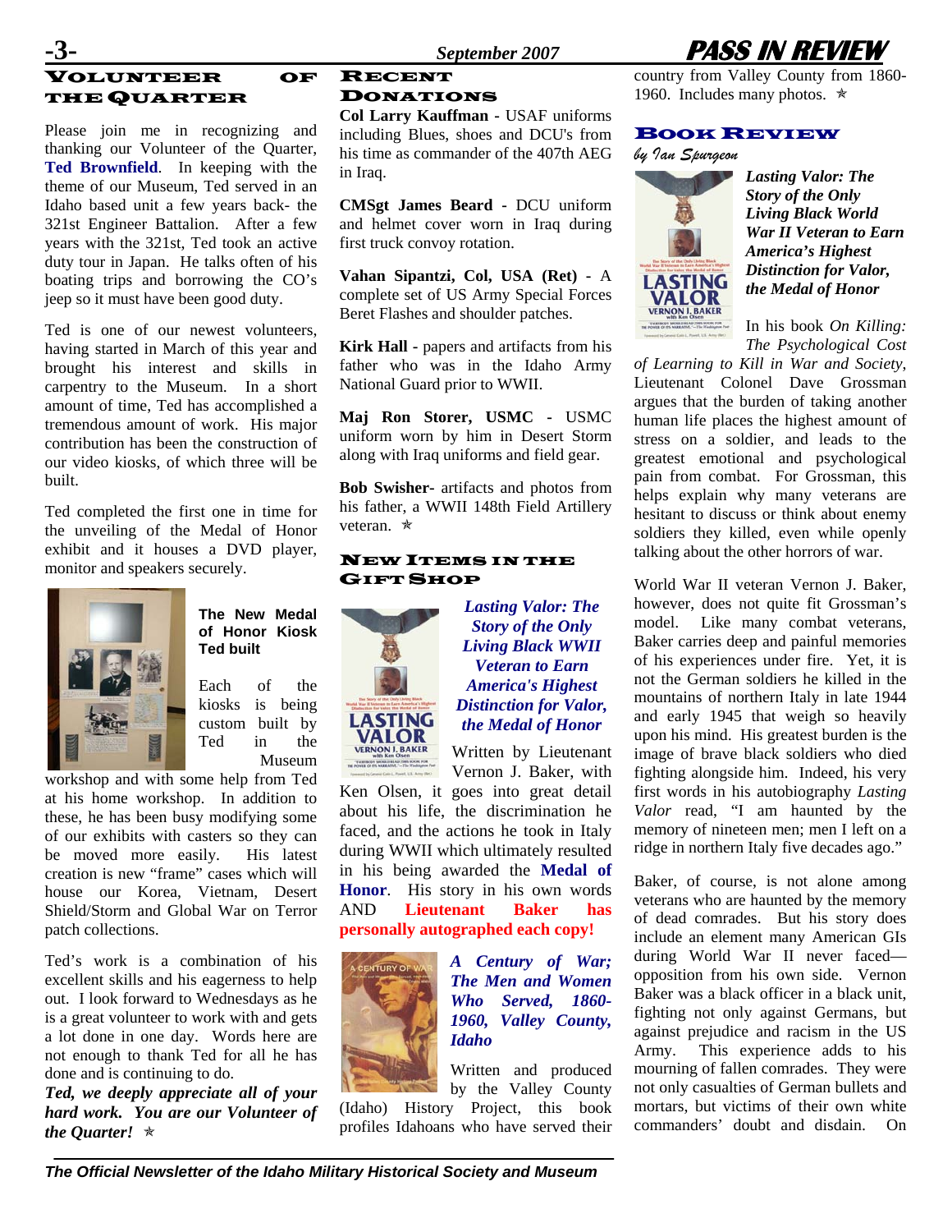## Volunteer of the Quarter

Please join me in recognizing and thanking our Volunteer of the Quarter, **Ted Brownfield**. In keeping with the theme of our Museum, Ted served in an Idaho based unit a few years back- the 321st Engineer Battalion. After a few years with the 321st, Ted took an active duty tour in Japan. He talks often of his boating trips and borrowing the CO's jeep so it must have been good duty.

Ted is one of our newest volunteers, having started in March of this year and brought his interest and skills in carpentry to the Museum. In a short amount of time, Ted has accomplished a tremendous amount of work. His major contribution has been the construction of our video kiosks, of which three will be built.

Ted completed the first one in time for the unveiling of the Medal of Honor exhibit and it houses a DVD player, monitor and speakers securely.

**The New Medal of Honor Kiosk Ted built**

Each of the kiosks is being custom built by Ted in the Museum workshop and with some help from Ted at his home workshop. In addition to these, he has been busy modifying some of our exhibits with casters so they can be moved more easily. His latest creation is new "frame" cases which will house our Korea, Vietnam, Desert Shield/Storm and Global War on Terror patch collections.

Ted's work is a combination of his excellent skills and his eagerness to help out. I look forward to Wednesdays as he is a great volunteer to work with and gets a lot done in one day. Words here are not enough to thank Ted for all he has done and is continuing to do.

***Ted, we deeply appreciate all of your hard work. You are our Volunteer of the Quarter!*** ✯

## Recent Donations

**Col Larry Kauffman** - USAF uniforms including Blues, shoes and DCU's from his time as commander of the 407th AEG in Iraq.

**CMSgt James Beard** - DCU uniform and helmet cover worn in Iraq during first truck convoy rotation.

**Vahan Sipantzi, Col, USA (Ret)** - A complete set of US Army Special Forces Beret Flashes and shoulder patches.

**Kirk Hall** - papers and artifacts from his father who was in the Idaho Army National Guard prior to WWII.

**Maj Ron Storer, USMC** - USMC uniform worn by him in Desert Storm along with Iraq uniforms and field gear.

**Bob Swisher**- artifacts and photos from his father, a WWII 148th Field Artillery veteran. ✯

## New Items in the Gift Shop

***Lasting Valor: The Story of the Only Living Black WWII Veteran to Earn America's Highest Distinction for Valor, the Medal of Honor***

Written by Lieutenant Vernon J. Baker, with Ken Olsen, it goes into great detail about his life, the discrimination he faced, and the actions he took in Italy during WWII which ultimately resulted in his being awarded the **Medal of Honor**. His story in his own words AND **Lieutenant Baker has personally autographed each copy!**

***A Century of War; The Men and Women Who Served, 1860-1960, Valley County, Idaho***

Written and produced by the Valley County (Idaho) History Project, this book profiles Idahoans who have served their country from Valley County from 1860-1960. Includes many photos. ✯

## Book Review

*by Ian Spurgeon*

***Lasting Valor: The Story of the Only Living Black World War II Veteran to Earn America's Highest Distinction for Valor, the Medal of Honor***

In his book *On Killing: The Psychological Cost of Learning to Kill in War and Society*, Lieutenant Colonel Dave Grossman argues that the burden of taking another human life places the highest amount of stress on a soldier, and leads to the greatest emotional and psychological pain from combat. For Grossman, this helps explain why many veterans are hesitant to discuss or think about enemy soldiers they killed, even while openly talking about the other horrors of war.

World War II veteran Vernon J. Baker, however, does not quite fit Grossman's model. Like many combat veterans, Baker carries deep and painful memories of his experiences under fire. Yet, it is not the German soldiers he killed in the mountains of northern Italy in late 1944 and early 1945 that weigh so heavily upon his mind. His greatest burden is the image of brave black soldiers who died fighting alongside him. Indeed, his very first words in his autobiography *Lasting Valor* read, "I am haunted by the memory of nineteen men; men I left on a ridge in northern Italy five decades ago."

Baker, of course, is not alone among veterans who are haunted by the memory of dead comrades. But his story does include an element many American GIs during World War II never faced—opposition from his own side. Vernon Baker was a black officer in a black unit, fighting not only against Germans, but against prejudice and racism in the US Army. This experience adds to his mourning of fallen comrades. They were not only casualties of German bullets and mortars, but victims of their own white commanders' doubt and disdain. On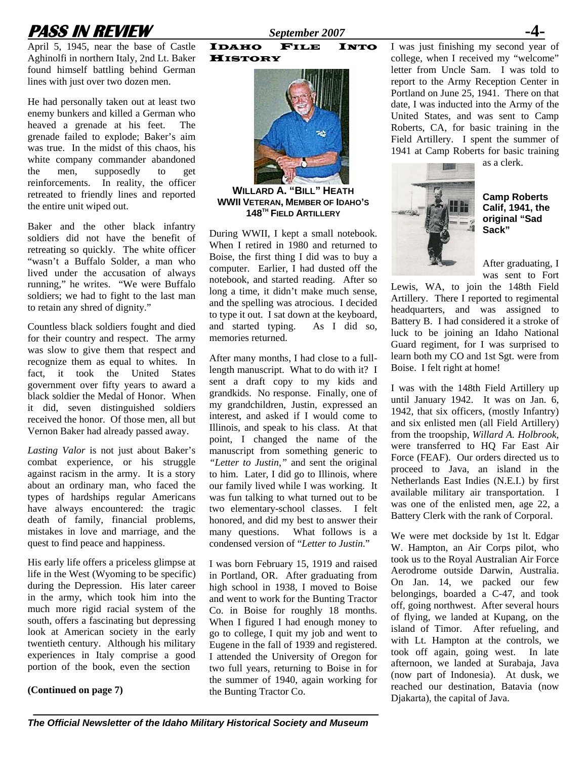April 5, 1945, near the base of Castle Aghinolfi in northern Italy, 2nd Lt. Baker found himself battling behind German lines with just over two dozen men.

He had personally taken out at least two enemy bunkers and killed a German who heaved a grenade at his feet. The grenade failed to explode; Baker's aim was true. In the midst of this chaos, his white company commander abandoned the men, supposedly to get reinforcements. In reality, the officer retreated to friendly lines and reported the entire unit wiped out.

Baker and the other black infantry soldiers did not have the benefit of retreating so quickly. The white officer "wasn't a Buffalo Solder, a man who lived under the accusation of always running," he writes. "We were Buffalo soldiers; we had to fight to the last man to retain any shred of dignity."

Countless black soldiers fought and died for their country and respect. The army was slow to give them that respect and recognize them as equal to whites. In fact, it took the United States government over fifty years to award a black soldier the Medal of Honor. When it did, seven distinguished soldiers received the honor. Of those men, all but Vernon Baker had already passed away.

*Lasting Valor* is not just about Baker's combat experience, or his struggle against racism in the army. It is a story about an ordinary man, who faced the types of hardships regular Americans have always encountered: the tragic death of family, financial problems, mistakes in love and marriage, and the quest to find peace and happiness.

His early life offers a priceless glimpse at life in the West (Wyoming to be specific) during the Depression. His later career in the army, which took him into the much more rigid racial system of the south, offers a fascinating but depressing look at American society in the early twentieth century. Although his military experiences in Italy comprise a good portion of the book, even the section

**(Continued on page 7)**

## IDAHO FILE INTO HISTORY

**WILLARD A. "BILL" HEATH**
**WWII VETERAN, MEMBER OF IDAHO'S 148TH FIELD ARTILLERY**

During WWII, I kept a small notebook. When I retired in 1980 and returned to Boise, the first thing I did was to buy a computer. Earlier, I had dusted off the notebook, and started reading. After so long a time, it didn't make much sense, and the spelling was atrocious. I decided to type it out. I sat down at the keyboard, and started typing. As I did so, memories returned.

After many months, I had close to a full-length manuscript. What to do with it? I sent a draft copy to my kids and grandkids. No response. Finally, one of my grandchildren, Justin, expressed an interest, and asked if I would come to Illinois, and speak to his class. At that point, I changed the name of the manuscript from something generic to *"Letter to Justin,"* and sent the original to him. Later, I did go to Illinois, where our family lived while I was working. It was fun talking to what turned out to be two elementary-school classes. I felt honored, and did my best to answer their many questions. What follows is a condensed version of "*Letter to Justin*."

I was born February 15, 1919 and raised in Portland, OR. After graduating from high school in 1938, I moved to Boise and went to work for the Bunting Tractor Co. in Boise for roughly 18 months. When I figured I had enough money to go to college, I quit my job and went to Eugene in the fall of 1939 and registered. I attended the University of Oregon for two full years, returning to Boise in for the summer of 1940, again working for the Bunting Tractor Co.

I was just finishing my second year of college, when I received my "welcome" letter from Uncle Sam. I was told to report to the Army Reception Center in Portland on June 25, 1941. There on that date, I inducted into the Army of the United States, and was sent to Camp Roberts, CA, for basic training in the Field Artillery. I spent the summer of 1941 at Camp Roberts for basic training as a clerk.

**Camp Roberts Calif, 1941, the original "Sad Sack"**

After graduating, I was sent to Fort Lewis, WA, to join the 148th Field Artillery. There I reported to regimental headquarters, and was assigned to Battery B. I had considered it a stroke of luck to be joining an Idaho National Guard regiment, for I was surprised to learn both my CO and 1st Sgt. were from Boise. I felt right at home!

I was with the 148th Field Artillery up until January 1942. It was on Jan. 6, 1942, that six officers, (mostly Infantry) and six enlisted men (all Field Artillery) from the troopship, *Willard A. Holbrook*, were transferred to HQ Far East Air Force (FEAF). Our orders directed us to proceed to Java, an island in the Netherlands East Indies (N.E.I.) by first available military air transportation. I was one of the enlisted men, age 22, a Battery Clerk with the rank of Corporal.

We were met dockside by 1st lt. Edgar W. Hampton, an Air Corps pilot, who took us to the Royal Australian Air Force Aerodrome outside Darwin, Australia. On Jan. 14, we packed our few belongings, boarded a C-47, and took off, going northwest. After several hours of flying, we landed at Kupang, on the island of Timor. After refueling, and with Lt. Hampton at the controls, we took off again, going west. In late afternoon, we landed at Surabaja, Java (now part of Indonesia). At dusk, we reached our destination, Batavia (now Djakarta), the capital of Java.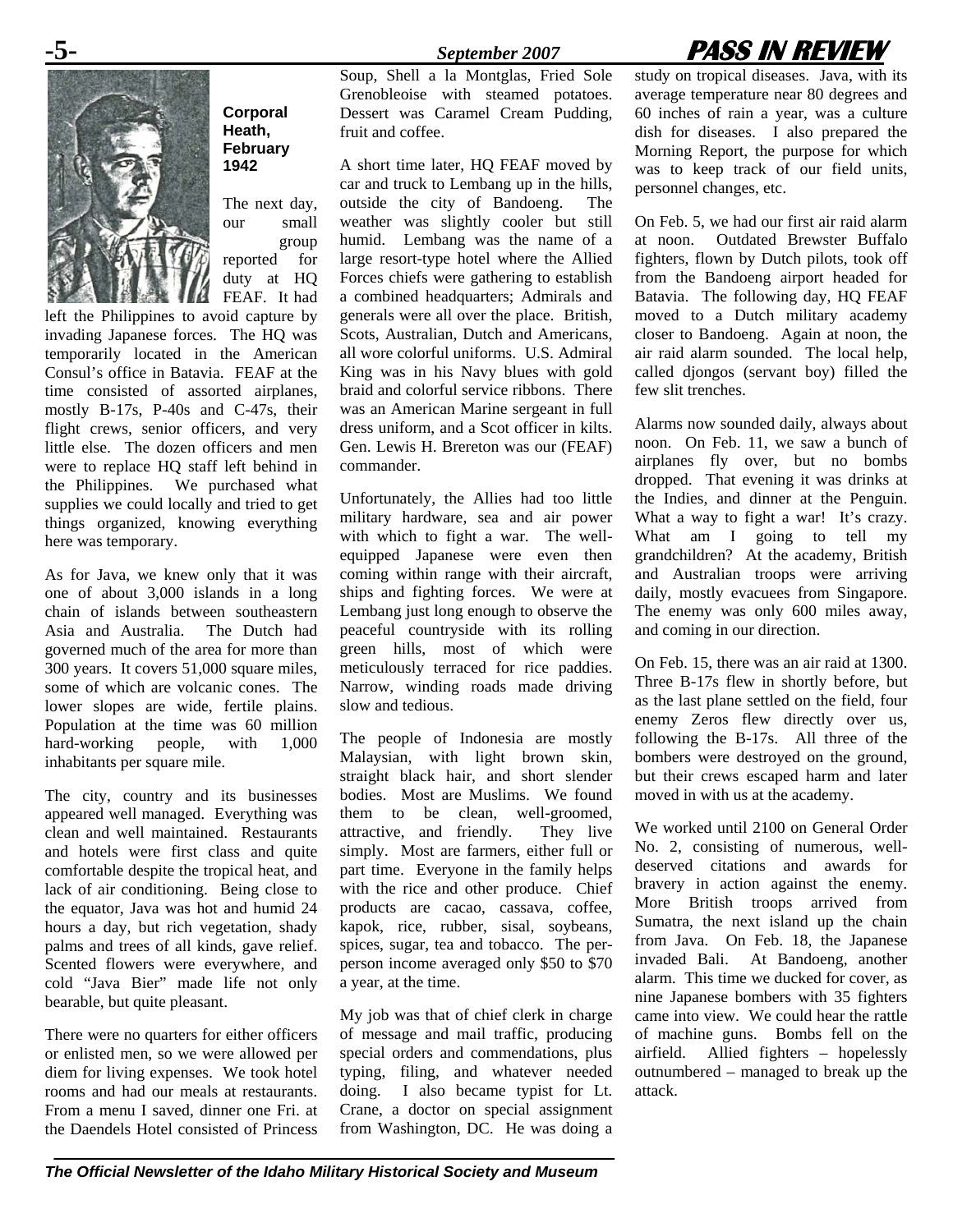**Corporal Heath, February 1942**

The next day, our small group reported for duty at HQ FEAF. It had left the Philippines to avoid capture by invading Japanese forces. The HQ was temporarily located in the American Consul's office in Batavia. FEAF at the time consisted of assorted airplanes, mostly B-17s, P-40s and C-47s, their flight crews, senior officers, and very little else. The dozen officers and men were to replace HQ staff left behind in the Philippines. We purchased what supplies we could locally and tried to get things organized, knowing everything here was temporary.

As for Java, we knew only that it was one of about 3,000 islands in a long chain of islands between southeastern Asia and Australia. The Dutch had governed much of the area for more than 300 years. It covers 51,000 square miles, some of which are volcanic cones. The lower slopes are wide, fertile plains. Population at the time was 60 million hard-working people, with 1,000 inhabitants per square mile.

The city, country and its businesses appeared well managed. Everything was clean and well maintained. Restaurants and hotels were first class and quite comfortable despite the tropical heat, and lack of air conditioning. Being close to the equator, Java was hot and humid 24 hours a day, but rich vegetation, shady palms and trees of all kinds, gave relief. Scented flowers were everywhere, and cold "Java Bier" made life not only bearable, but quite pleasant.

There were no quarters for either officers or enlisted men, so we were allowed per diem for living expenses. We took hotel rooms and had our meals at restaurants. From a menu I saved, dinner one Fri. at the Daendels Hotel consisted of Princess Soup, Shell a la Montglas, Fried Sole Grenobleoise with steamed potatoes. Dessert was Caramel Cream Pudding, fruit and coffee.

A short time later, HQ FEAF moved by car and truck to Lembang up in the hills, outside the city of Bandoeng. The weather was slightly cooler but still humid. Lembang was the name of a large resort-type hotel where the Allied Forces chiefs were gathering to establish a combined headquarters; Admirals and generals were all over the place. British, Scots, Australian, Dutch and Americans, all wore colorful uniforms. U.S. Admiral King was in his Navy blues with gold braid and colorful service ribbons. There was an American Marine sergeant in full dress uniform, and a Scot officer in kilts. Gen. Lewis H. Brereton was our (FEAF) commander.

Unfortunately, the Allies had too little military hardware, sea and air power with which to fight a war. The well-equipped Japanese were even then coming within range with their aircraft, ships and fighting forces. We were at Lembang just long enough to observe the peaceful countryside with its rolling green hills, most of which were meticulously terraced for rice paddies. Narrow, winding roads made driving slow and tedious.

The people of Indonesia are mostly Malaysian, with light brown skin, straight black hair, and short slender bodies. Most are Muslims. We found them to be clean, well-groomed, attractive, and friendly. They live simply. Most are farmers, either full or part time. Everyone in the family helps with the rice and other produce. Chief products are cacao, cassava, coffee, kapok, rice, rubber, sisal, soybeans, spices, sugar, tea and tobacco. The per-person income averaged only $50 to $70 a year, at the time.

My job was that of chief clerk in charge of message and mail traffic, producing special orders and commendations, plus typing, filing, and whatever needed doing. I also became typist for Lt. Crane, a doctor on special assignment from Washington, DC. He was doing a study on tropical diseases. Java, with its average temperature near 80 degrees and 60 inches of rain a year, was a culture dish for diseases. I also prepared the Morning Report, the purpose for which was to keep track of our field units, personnel changes, etc.

On Feb. 5, we had our first air raid alarm at noon. Outdated Brewster Buffalo fighters, flown by Dutch pilots, took off from the Bandoeng airport headed for Batavia. The following day, HQ FEAF moved to a Dutch military academy closer to Bandoeng. Again at noon, the air raid alarm sounded. The local help, called djongos (servant boy) filled the few slit trenches.

Alarms now sounded daily, always about noon. On Feb. 11, we saw a bunch of airplanes fly over, but no bombs dropped. That evening it was drinks at the Indies, and dinner at the Penguin. What a way to fight a war! It's crazy. What am I going to tell my grandchildren? At the academy, British and Australian troops were arriving daily, mostly evacuees from Singapore. The enemy was only 600 miles away, and coming in our direction.

On Feb. 15, there was an air raid at 1300. Three B-17s flew in shortly before, but as the last plane settled on the field, four enemy Zeros flew directly over us, following the B-17s. All three of the bombers were destroyed on the ground, but their crews escaped harm and later moved in with us at the academy.

We worked until 2100 on General Order No. 2, consisting of numerous, well-deserved citations and awards for bravery in action against the enemy. More British troops arrived from Sumatra, the next island up the chain from Java. On Feb. 18, the Japanese invaded Bali. At Bandoeng, another alarm. This time we ducked for cover, as nine Japanese bombers with 35 fighters came into view. We could hear the rattle of machine guns. Bombs fell on the airfield. Allied fighters – hopelessly outnumbered – managed to break up the attack.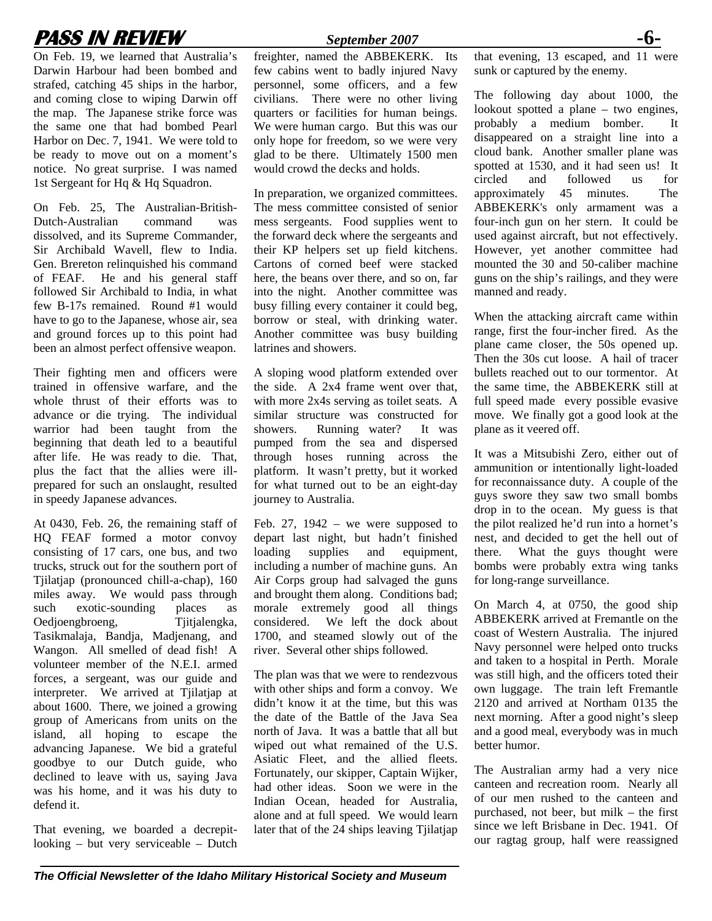On Feb. 19, we learned that Australia's Darwin Harbour had been bombed and strafed, catching 45 ships in the harbor, and coming close to wiping Darwin off the map. The Japanese strike force was the same one that had bombed Pearl Harbor on Dec. 7, 1941. We were told to be ready to move out on a moment's notice. No great surprise. I was named 1st Sergeant for Hq & Hq Squadron.

On Feb. 25, The Australian-British-Dutch-Australian command was dissolved, and its Supreme Commander, Sir Archibald Wavell, flew to India. Gen. Brereton relinquished his command of FEAF. He and his general staff followed Sir Archibald to India, in what few B-17s remained. Round #1 would have to go to the Japanese, whose air, sea and ground forces up to this point had been an almost perfect offensive weapon.

Their fighting men and officers were trained in offensive warfare, and the whole thrust of their efforts was to advance or die trying. The individual warrior had been taught from the beginning that death led to a beautiful after life. He was ready to die. That, plus the fact that the allies were ill-prepared for such an onslaught, resulted in speedy Japanese advances.

At 0430, Feb. 26, the remaining staff of HQ FEAF formed a motor convoy consisting of 17 cars, one bus, and two trucks, struck out for the southern port of Tjilatjap (pronounced chill-a-chap), 160 miles away. We would pass through such exotic-sounding places as Oedjoengbroeng, Tjitjalengka, Tasikmalaja, Bandja, Madjenang, and Wangon. All smelled of dead fish! A volunteer member of the N.E.I. armed forces, a sergeant, was our guide and interpreter. We arrived at Tjilatjap at about 1600. There, we joined a growing group of Americans from units on the island, all hoping to escape the advancing Japanese. We bid a grateful goodbye to our Dutch guide, who declined to leave with us, saying Java was his home, and it was his duty to defend it.

That evening, we boarded a decrepit-looking – but very serviceable – Dutch freighter, named the ABBEKERK. Its few cabins went to badly injured Navy personnel, some officers, and a few civilians. There were no other living quarters or facilities for human beings. We were human cargo. But this was our only hope for freedom, so we were very glad to be there. Ultimately 1500 men would crowd the decks and holds.

In preparation, we organized committees. The mess committee consisted of senior mess sergeants. Food supplies went to the forward deck where the sergeants and their KP helpers set up field kitchens. Cartons of corned beef were stacked here, the beans over there, and so on, far into the night. Another committee was busy filling every container it could beg, borrow or steal, with drinking water. Another committee was busy building latrines and showers.

A sloping wood platform extended over the side. A 2x4 frame went over that, with more 2x4s serving as toilet seats. A similar structure was constructed for showers. Running water? It was pumped from the sea and dispersed through hoses running across the platform. It wasn't pretty, but it worked for what turned out to be an eight-day journey to Australia.

Feb. 27, 1942 – we were supposed to depart last night, but hadn't finished loading supplies and equipment, including a number of machine guns. An Air Corps group had salvaged the guns and brought them along. Conditions bad; morale extremely good all things considered. We left the dock about 1700, and steamed slowly out of the river. Several other ships followed.

The plan was that we were to rendezvous with other ships and form a convoy. We didn't know it at the time, but this was the date of the Battle of the Java Sea north of Java. It was a battle that all but wiped out what remained of the U.S. Asiatic Fleet, and the allied fleets. Fortunately, our skipper, Captain Wijker, had other ideas. Soon we were in the Indian Ocean, headed for Australia, alone and at full speed. We would learn later that of the 24 ships leaving Tjilatjap that evening, 13 escaped, and 11 were sunk or captured by the enemy.

The following day about 1000, the lookout spotted a plane – two engines, probably a medium bomber. It disappeared on a straight line into a cloud bank. Another smaller plane was spotted at 1530, and it had seen us! It circled and followed us for approximately 45 minutes. The ABBEKERK's only armament was a four-inch gun on her stern. It could be used against aircraft, but not effectively. However, yet another committee had mounted the 30 and 50-caliber machine guns on the ship's railings, and they were manned and ready.

When the attacking aircraft came within range, first the four-incher fired. As the plane came closer, the 50s opened up. Then the 30s cut loose. A hail of tracer bullets reached out to our tormentor. At the same time, the ABBEKERK still at full speed made every possible evasive move. We finally got a good look at the plane as it veered off.

It was a Mitsubishi Zero, either out of ammunition or intentionally light-loaded for reconnaissance duty. A couple of the guys swore they saw two small bombs drop in to the ocean. My guess is that the pilot realized he'd run into a hornet's nest, and decided to get the hell out of there. What the guys thought were bombs were probably extra wing tanks for long-range surveillance.

On March 4, at 0750, the good ship ABBEKERK arrived at Fremantle on the coast of Western Australia. The injured Navy personnel were helped onto trucks and taken to a hospital in Perth. Morale was still high, and the officers toted their own luggage. The train left Fremantle 2120 and arrived at Northam 0135 the next morning. After a good night's sleep and a good meal, everybody was in much better humor.

The Australian army had a very nice canteen and recreation room. Nearly all of our men rushed to the canteen and purchased, not beer, but milk – the first since we left Brisbane in Dec. 1941. Of our ragtag group, half were reassigned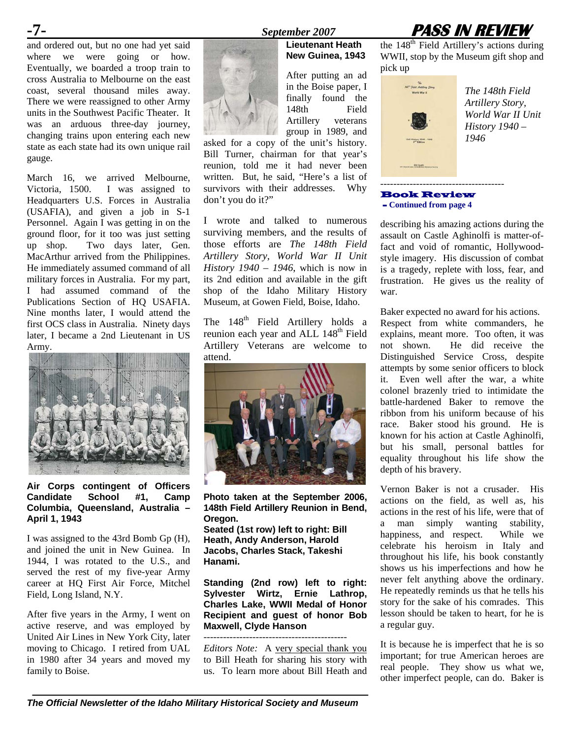and ordered out, but no one had yet said where we were going or how. Eventually, we boarded a troop train to cross Australia to Melbourne on the east coast, several thousand miles away. There we were reassigned to other Army units in the Southwest Pacific Theater. It was an arduous three-day journey, changing trains upon entering each new state as each state had its own unique rail gauge.

March 16, we arrived Melbourne, Victoria, 1500. I was assigned to Headquarters U.S. Forces in Australia (USAFIA), and given a job in S-1 Personnel. Again I was getting in on the ground floor, for it too was just setting up shop. Two days later, Gen. MacArthur arrived from the Philippines. He immediately assumed command of all military forces in Australia. For my part, I had assumed command of the Publications Section of HQ USAFIA. Nine months later, I would attend the first OCS class in Australia. Ninety days later, I became a 2nd Lieutenant in US Army.

**Air Corps contingent of Officers Candidate School #1, Camp Columbia, Queensland, Australia – April 1, 1943**

I was assigned to the 43rd Bomb Gp (H), and joined the unit in New Guinea. In 1944, I was rotated to the U.S., and served the rest of my five-year Army career at HQ First Air Force, Mitchel Field, Long Island, N.Y.

After five years in the Army, I went on active reserve, and was employed by United Air Lines in New York City, later moving to Chicago. I retired from UAL in 1980 after 34 years and moved my family to Boise.

**Lieutenant Heath New Guinea, 1943**

After putting an ad in the Boise paper, I finally found the 148th Field Artillery veterans group in 1989, and asked for a copy of the unit's history. Bill Turner, chairman for that year's reunion, told me it had never been written. But, he said, "Here's a list of survivors with their addresses. Why don't you do it?"

I wrote and talked to numerous surviving members, and the results of those efforts are *The 148th Field Artillery Story, World War II Unit History 1940 – 1946*, which is now in its 2nd edition and available in the gift shop of the Idaho Military History Museum, at Gowen Field, Boise, Idaho.

The 148th Field Artillery holds a reunion each year and ALL 148th Field Artillery Veterans are welcome to attend.

**Photo taken at the September 2006, 148th Field Artillery Reunion in Bend, Oregon.**
**Seated (1st row) left to right: Bill Heath, Andy Anderson, Harold Jacobs, Charles Stack, Takeshi Hanami.**

**Standing (2nd row) left to right: Sylvester Wirtz, Ernie Lathrop, Charles Lake, WWII Medal of Honor Recipient and guest of honor Bob Maxwell, Clyde Hanson**

---

*Editors Note:* A very special thank you to Bill Heath for sharing his story with us. To learn more about Bill Heath and the 148th Field Artillery's actions during WWII, stop by the Museum gift shop and pick up

*The 148th Field Artillery Story, World War II Unit History 1940 – 1946*

---

**Book Review**
**– Continued from page 4**

describing his amazing actions during the assault on Castle Aghinolfi is matter-of-fact and void of romantic, Hollywood-style imagery. His discussion of combat is a tragedy, replete with loss, fear, and frustration. He gives us the reality of war.

Baker expected no award for his actions. Respect from white commanders, he explains, meant more. Too often, it was not shown. He did receive the Distinguished Service Cross, despite attempts by some senior officers to block it. Even well after the war, a white colonel brazenly tried to intimidate the battle-hardened Baker to remove the ribbon from his uniform because of his race. Baker stood his ground. He is known for his action at Castle Aghinolfi, but his small, personal battles for equality throughout his life show the depth of his bravery.

Vernon Baker is not a crusader. His actions on the field, as well as, his actions in the rest of his life, were that of a man simply wanting stability, happiness, and respect. While we celebrate his heroism in Italy and throughout his life, his book constantly shows us his imperfections and how he never felt anything above the ordinary. He repeatedly reminds us that he tells his story for the sake of his comrades. This lesson should be taken to heart, for he is a regular guy.

It is because he is imperfect that he is so important; for true American heroes are real people. They show us what we, other imperfect people, can do. Baker is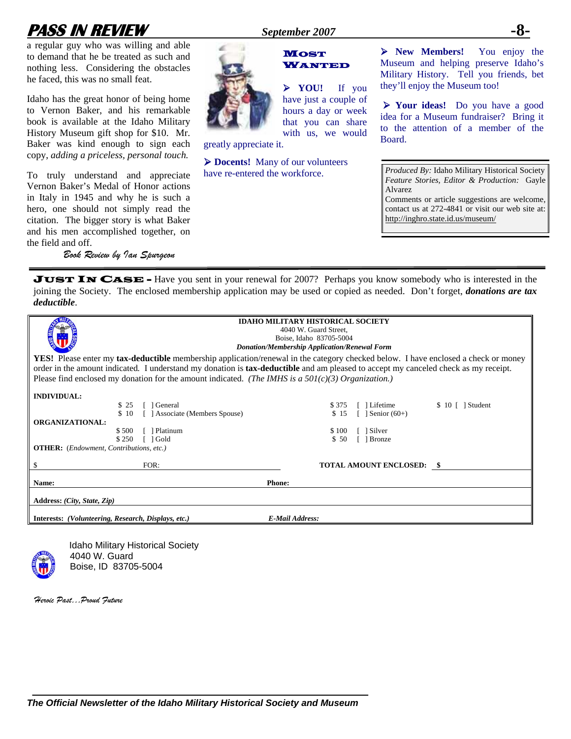a regular guy who was willing and able to demand that he be treated as such and nothing less. Considering the obstacles he faced, this was no small feat.

Idaho has the great honor of being home to Vernon Baker, and his remarkable book is available at the Idaho Military History Museum gift shop for $10. Mr. Baker was kind enough to sign each copy, *adding a priceless, personal touch.*

To truly understand and appreciate Vernon Baker's Medal of Honor actions in Italy in 1945 and why he is such a hero, one should not simply read the citation. The bigger story is what Baker and his men accomplished together, on the field and off.

*Book Review by Ian Spurgeon*

## Most Wanted

- **YOU!** If you have just a couple of hours a day or week that you can share with us, we would greatly appreciate it.
- **Docents!** Many of our volunteers have re-entered the workforce.
- **New Members!** You enjoy the Museum and helping preserve Idaho's Military History. Tell you friends, bet they'll enjoy the Museum too!
- **Your ideas!** Do you have a good idea for a Museum fundraiser? Bring it to the attention of a member of the Board.

*Produced By:* Idaho Military Historical Society
*Feature Stories, Editor & Production:* Gayle Alvarez
Comments or article suggestions are welcome, contact us at 272-4841 or visit our web site at: http://inghro.state.id.us/museum/

**JUST IN CASE -** Have you sent in your renewal for 2007? Perhaps you know somebody who is interested in the joining the Society. The enclosed membership application may be used or copied as needed. Don't forget, ***donations are tax deductible***.

**IDAHO MILITARY HISTORICAL SOCIETY**
4040 W. Guard Street,
Boise, Idaho 83705-5004
***Donation/Membership Application/Renewal Form***

**YES!** Please enter my **tax-deductible** membership application/renewal in the category checked below. I have enclosed a check or money order in the amount indicated. I understand my donation is **tax-deductible** and am pleased to accept my canceled check as my receipt. Please find enclosed my donation for the amount indicated. *(The IMHS is a 501(c)(3) Organization.)*

**INDIVIDUAL:**

| | | |
|---|---|---|
| $ 25 [ ] General | $ 375 [ ] Lifetime | $ 10 [ ] Student |
| $ 10 [ ] Associate (Members Spouse) | $ 15 [ ] Senior (60+) | |

**ORGANIZATIONAL:**

| | |
|---|---|
| $ 500 [ ] Platinum | $ 100 [ ] Silver |
| $ 250 [ ] Gold | $ 50 [ ] Bronze |

**OTHER:** *(Endowment, Contributions, etc.)*

$ ____________ FOR: ____________ **TOTAL AMOUNT ENCLOSED: $** ____________

**Name:** ____________ **Phone:** ____________

**Address:** ***(City, State, Zip)*** ____________

**Interests:** ***(Volunteering, Research, Displays, etc.)*** ____________ ***E-Mail Address:*** ____________

Idaho Military Historical Society
4040 W. Guard
Boise, ID 83705-5004

*Heroic Past…Proud Future*

***The Official Newsletter of the Idaho Military Historical Society and Museum***